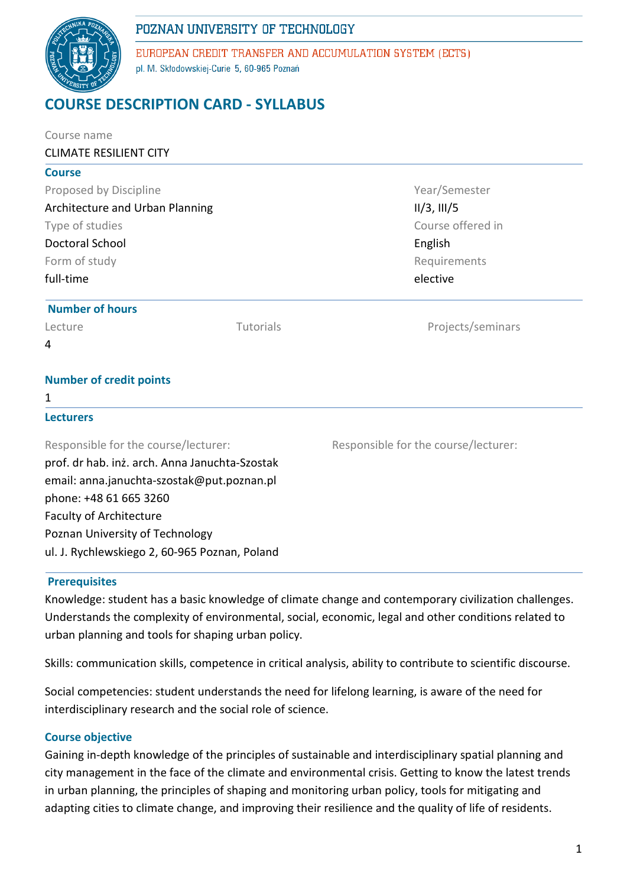POZNAN UNIVERSITY OF TECHNOLOGY

EUROPEAN CREDIT TRANSFER AND ACCUMULATION SYSTEM (ECTS)

pl. M. Skłodowskiej-Curie 5, 60-965 Poznań

# COURSE DESCRIPTION CARD - SYLLABUS

Course name

CLIMATE RESILIENT CITY

## Course

| | |
|---|---|
| Proposed by Discipline | Year/Semester |
| Architecture and Urban Planning | II/3, III/5 |
| Type of studies | Course offered in |
| Doctoral School | English |
| Form of study | Requirements |
| full-time | elective |

## Number of hours

| Lecture | Tutorials | Projects/seminars |
|---|---|---|
| 4 | | |

## Number of credit points

1

## Lecturers

| Responsible for the course/lecturer: | Responsible for the course/lecturer: |
|---|---|
| prof. dr hab. inż. arch. Anna Januchta-Szostak<br>email: anna.januchta-szostak@put.poznan.pl<br>phone: +48 61 665 3260<br>Faculty of Architecture<br>Poznan University of Technology<br>ul. J. Rychlewskiego 2, 60-965 Poznan, Poland | |

## Prerequisites

Knowledge: student has a basic knowledge of climate change and contemporary civilization challenges. Understands the complexity of environmental, social, economic, legal and other conditions related to urban planning and tools for shaping urban policy.

Skills: communication skills, competence in critical analysis, ability to contribute to scientific discourse.

Social competencies: student understands the need for lifelong learning, is aware of the need for interdisciplinary research and the social role of science.

## Course objective

Gaining in-depth knowledge of the principles of sustainable and interdisciplinary spatial planning and city management in the face of the climate and environmental crisis. Getting to know the latest trends in urban planning, the principles of shaping and monitoring urban policy, tools for mitigating and adapting cities to climate change, and improving their resilience and the quality of life of residents.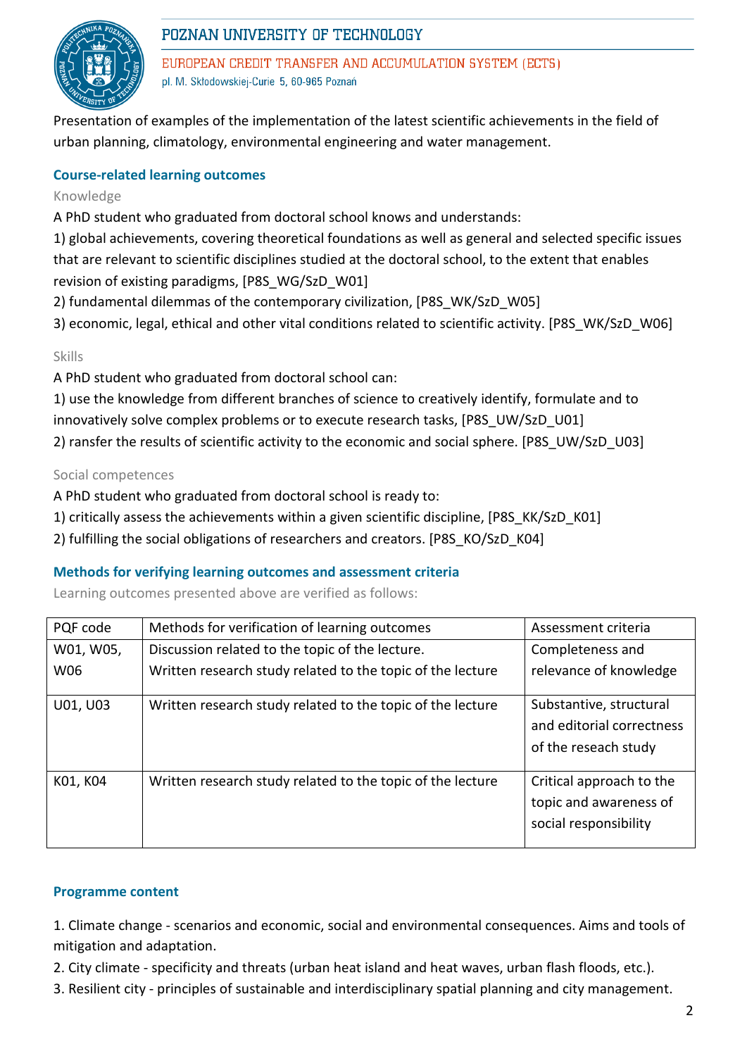Presentation of examples of the implementation of the latest scientific achievements in the field of urban planning, climatology, environmental engineering and water management.

### Course-related learning outcomes

Knowledge

A PhD student who graduated from doctoral school knows and understands:

1) global achievements, covering theoretical foundations as well as general and selected specific issues that are relevant to scientific disciplines studied at the doctoral school, to the extent that enables revision of existing paradigms, [P8S_WG/SzD_W01]

2) fundamental dilemmas of the contemporary civilization, [P8S_WK/SzD_W05]

3) economic, legal, ethical and other vital conditions related to scientific activity. [P8S_WK/SzD_W06]

Skills

A PhD student who graduated from doctoral school can:

1) use the knowledge from different branches of science to creatively identify, formulate and to innovatively solve complex problems or to execute research tasks, [P8S_UW/SzD_U01]

2) ransfer the results of scientific activity to the economic and social sphere. [P8S_UW/SzD_U03]

Social competences

A PhD student who graduated from doctoral school is ready to:

1) critically assess the achievements within a given scientific discipline, [P8S_KK/SzD_K01]

2) fulfilling the social obligations of researchers and creators. [P8S_KO/SzD_K04]

### Methods for verifying learning outcomes and assessment criteria

Learning outcomes presented above are verified as follows:

| PQF code | Methods for verification of learning outcomes | Assessment criteria |
|---|---|---|
| W01, W05, W06 | Discussion related to the topic of the lecture.<br>Written research study related to the topic of the lecture | Completeness and relevance of knowledge |
| U01, U03 | Written research study related to the topic of the lecture | Substantive, structural and editorial correctness of the reseach study |
| K01, K04 | Written research study related to the topic of the lecture | Critical approach to the topic and awareness of social responsibility |

### Programme content

1. Climate change - scenarios and economic, social and environmental consequences. Aims and tools of mitigation and adaptation.
2. City climate - specificity and threats (urban heat island and heat waves, urban flash floods, etc.).
3. Resilient city - principles of sustainable and interdisciplinary spatial planning and city management.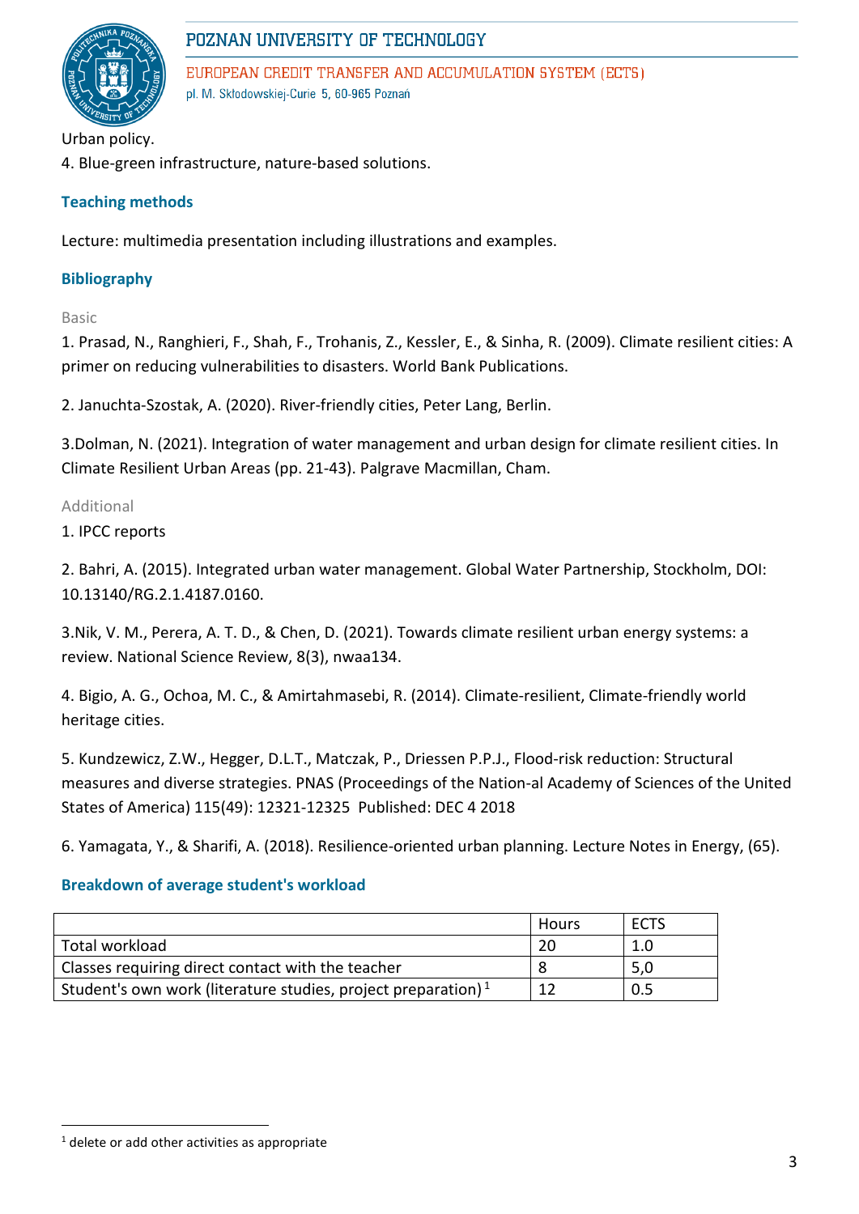Urban policy.

4. Blue-green infrastructure, nature-based solutions.

## Teaching methods

Lecture: multimedia presentation including illustrations and examples.

## Bibliography

Basic

1. Prasad, N., Ranghieri, F., Shah, F., Trohanis, Z., Kessler, E., & Sinha, R. (2009). Climate resilient cities: A primer on reducing vulnerabilities to disasters. World Bank Publications.

2. Januchta-Szostak, A. (2020). River-friendly cities, Peter Lang, Berlin.

3.Dolman, N. (2021). Integration of water management and urban design for climate resilient cities. In Climate Resilient Urban Areas (pp. 21-43). Palgrave Macmillan, Cham.

Additional

1. IPCC reports

2. Bahri, A. (2015). Integrated urban water management. Global Water Partnership, Stockholm, DOI: 10.13140/RG.2.1.4187.0160.

3.Nik, V. M., Perera, A. T. D., & Chen, D. (2021). Towards climate resilient urban energy systems: a review. National Science Review, 8(3), nwaa134.

4. Bigio, A. G., Ochoa, M. C., & Amirtahmasebi, R. (2014). Climate-resilient, Climate-friendly world heritage cities.

5. Kundzewicz, Z.W., Hegger, D.L.T., Matczak, P., Driessen P.P.J., Flood-risk reduction: Structural measures and diverse strategies. PNAS (Proceedings of the Nation-al Academy of Sciences of the United States of America) 115(49): 12321-12325 Published: DEC 4 2018

6. Yamagata, Y., & Sharifi, A. (2018). Resilience-oriented urban planning. Lecture Notes in Energy, (65).

## Breakdown of average student's workload

| | Hours | ECTS |
|---|---|---|
| Total workload | 20 | 1.0 |
| Classes requiring direct contact with the teacher | 8 | 5,0 |
| Student's own work (literature studies, project preparation) [1] | 12 | 0.5 |

[1] delete or add other activities as appropriate